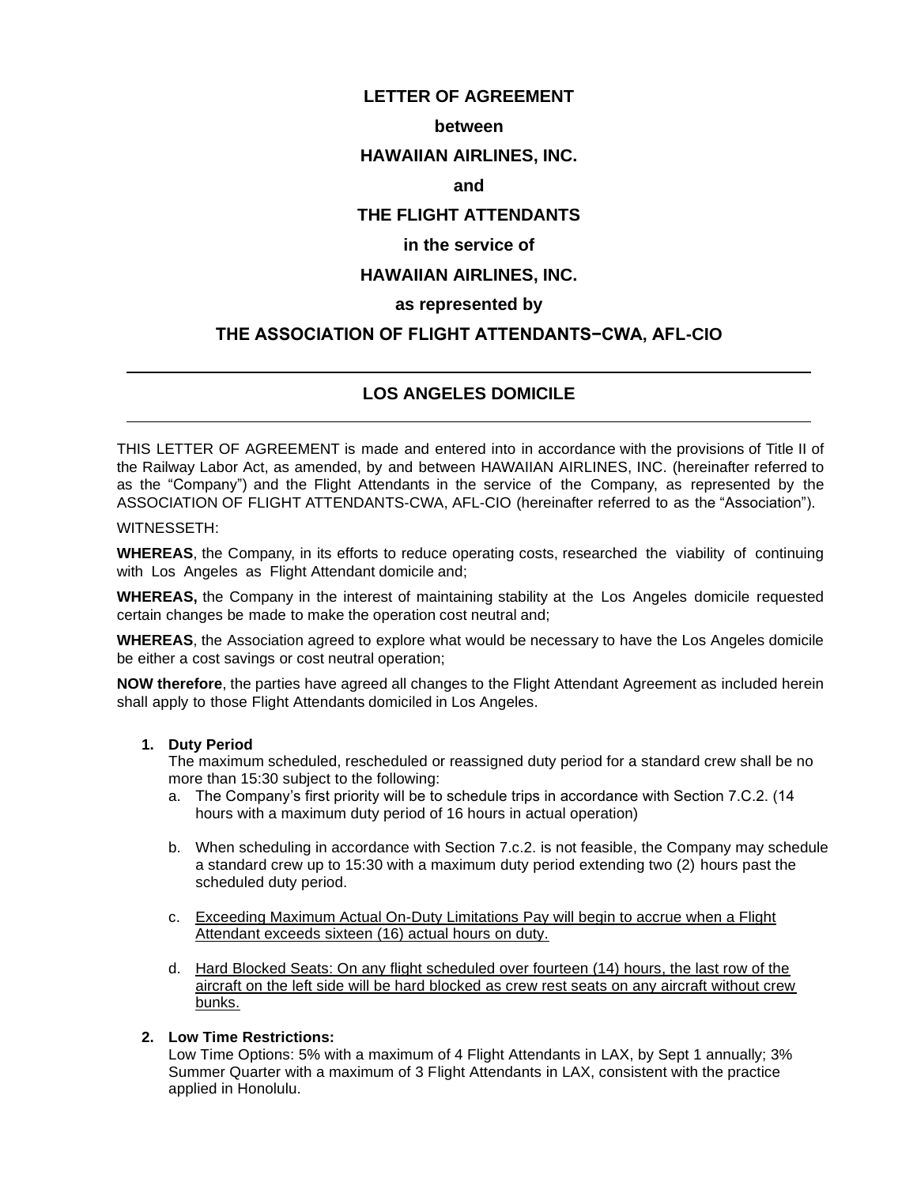# LETTER OF AGREEMENT

**between**

**HAWAIIAN AIRLINES, INC.**

**and**

**THE FLIGHT ATTENDANTS**

**in the service of**

**HAWAIIAN AIRLINES, INC.**

**as represented by**

**THE ASSOCIATION OF FLIGHT ATTENDANTS−CWA, AFL-CIO**

---

## LOS ANGELES DOMICILE

---

THIS LETTER OF AGREEMENT is made and entered into in accordance with the provisions of Title II of the Railway Labor Act, as amended, by and between HAWAIIAN AIRLINES, INC. (hereinafter referred to as the "Company") and the Flight Attendants in the service of the Company, as represented by the ASSOCIATION OF FLIGHT ATTENDANTS-CWA, AFL-CIO (hereinafter referred to as the "Association").

WITNESSETH:

**WHEREAS**, the Company, in its efforts to reduce operating costs, researched the viability of continuing with Los Angeles as Flight Attendant domicile and;

**WHEREAS,** the Company in the interest of maintaining stability at the Los Angeles domicile requested certain changes be made to make the operation cost neutral and;

**WHEREAS**, the Association agreed to explore what would be necessary to have the Los Angeles domicile be either a cost savings or cost neutral operation;

**NOW therefore**, the parties have agreed all changes to the Flight Attendant Agreement as included herein shall apply to those Flight Attendants domiciled in Los Angeles.

1. **Duty Period**

   The maximum scheduled, rescheduled or reassigned duty period for a standard crew shall be no more than 15:30 subject to the following:

   a. The Company's first priority will be to schedule trips in accordance with Section 7.C.2. (14 hours with a maximum duty period of 16 hours in actual operation)

   b. When scheduling in accordance with Section 7.c.2. is not feasible, the Company may schedule a standard crew up to 15:30 with a maximum duty period extending two (2) hours past the scheduled duty period.

   c. <u>Exceeding Maximum Actual On-Duty Limitations Pay will begin to accrue when a Flight Attendant exceeds sixteen (16) actual hours on duty.</u>

   d. <u>Hard Blocked Seats: On any flight scheduled over fourteen (14) hours, the last row of the aircraft on the left side will be hard blocked as crew rest seats on any aircraft without crew bunks.</u>

2. **Low Time Restrictions:**

   Low Time Options: 5% with a maximum of 4 Flight Attendants in LAX, by Sept 1 annually; 3% Summer Quarter with a maximum of 3 Flight Attendants in LAX, consistent with the practice applied in Honolulu.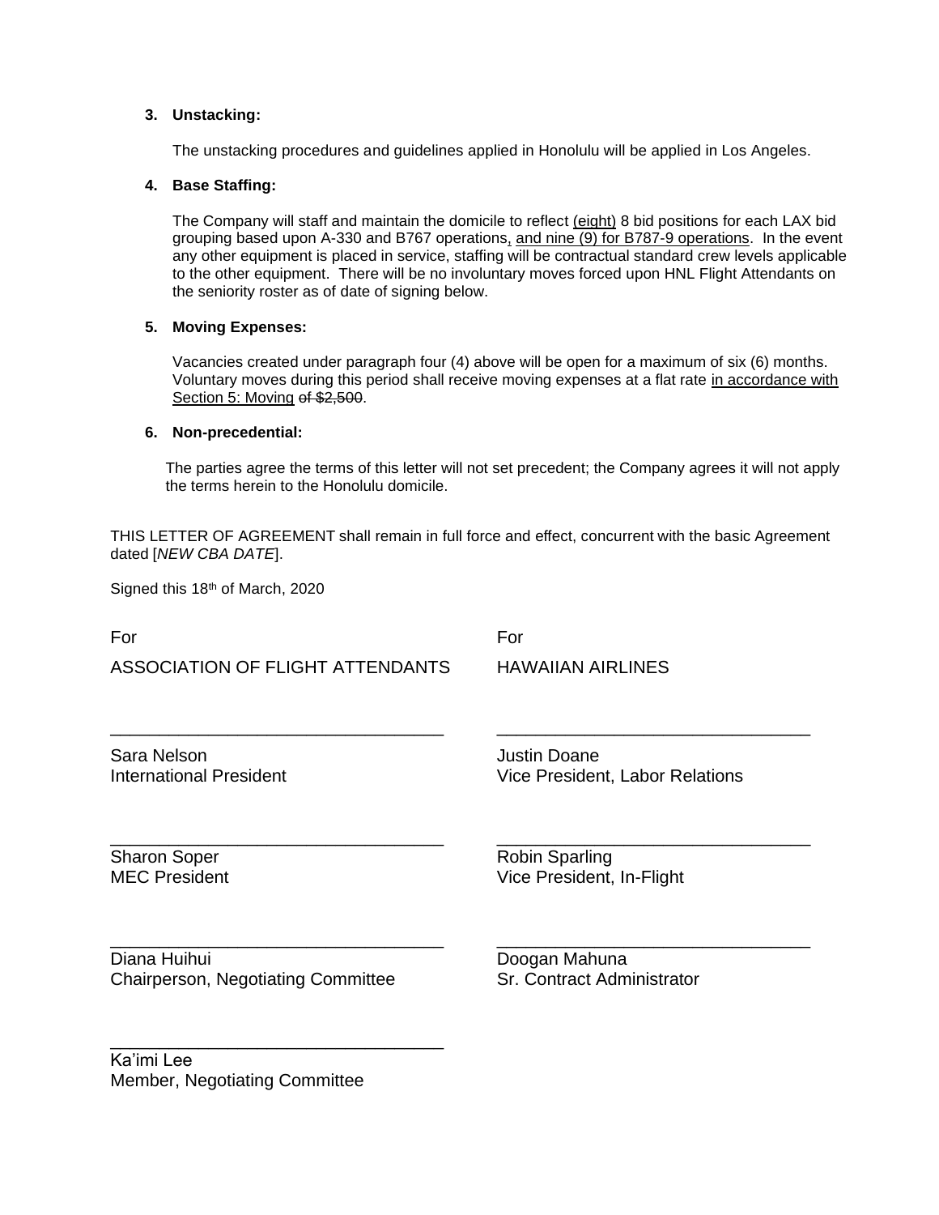3. **Unstacking:**

   The unstacking procedures and guidelines applied in Honolulu will be applied in Los Angeles.

4. **Base Staffing:**

   The Company will staff and maintain the domicile to reflect <u>(eight)</u> 8 bid positions for each LAX bid grouping based upon A-330 and B767 operations<u>,</u> <u>and nine (9) for B787-9 operations</u>. In the event any other equipment is placed in service, staffing will be contractual standard crew levels applicable to the other equipment. There will be no involuntary moves forced upon HNL Flight Attendants on the seniority roster as of date of signing below.

5. **Moving Expenses:**

   Vacancies created under paragraph four (4) above will be open for a maximum of six (6) months. Voluntary moves during this period shall receive moving expenses at a flat rate <u>in accordance with Section 5: Moving</u> ~~of $2,500~~.

6. **Non-precedential:**

   The parties agree the terms of this letter will not set precedent; the Company agrees it will not apply the terms herein to the Honolulu domicile.

THIS LETTER OF AGREEMENT shall remain in full force and effect, concurrent with the basic Agreement dated [*NEW CBA DATE*].

Signed this 18th of March, 2020

| For | For |
|---|---|
| ASSOCIATION OF FLIGHT ATTENDANTS | HAWAIIAN AIRLINES |
| ______________________________ | ______________________________ |
| Sara Nelson<br>International President | Justin Doane<br>Vice President, Labor Relations |
| ______________________________ | ______________________________ |
| Sharon Soper<br>MEC President | Robin Sparling<br>Vice President, In-Flight |
| ______________________________ | ______________________________ |
| Diana Huihui<br>Chairperson, Negotiating Committee | Doogan Mahuna<br>Sr. Contract Administrator |
| ______________________________ | |
| Ka'imi Lee<br>Member, Negotiating Committee | |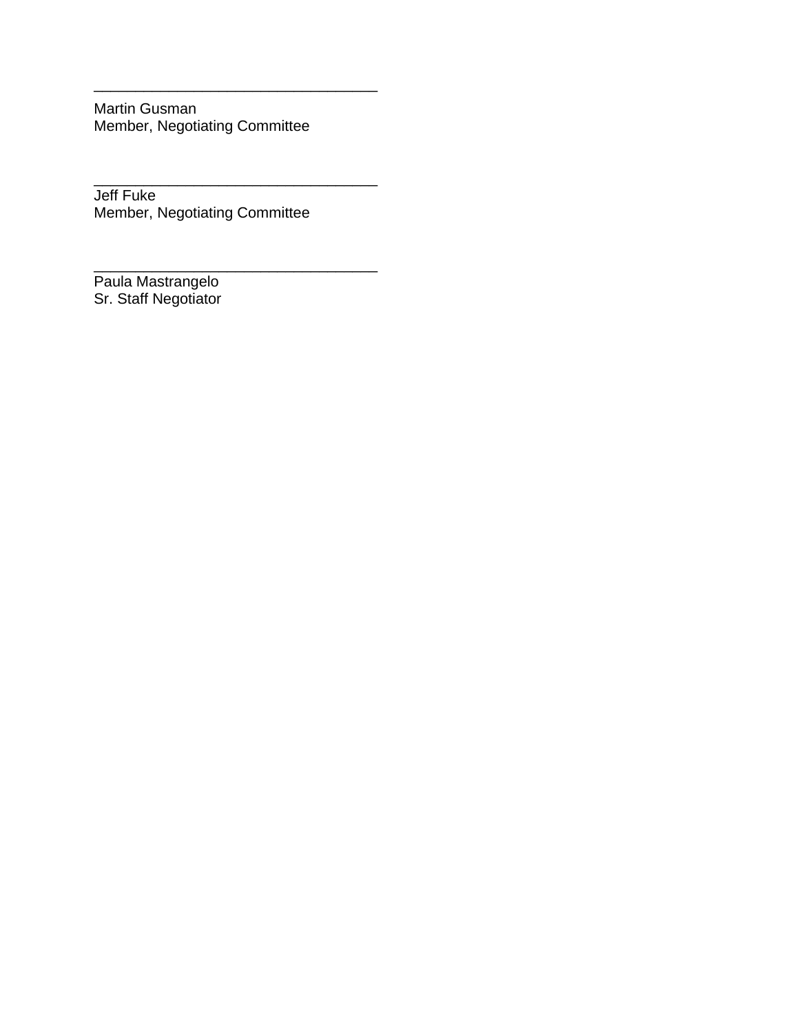\_\_\_\_\_\_\_\_\_\_\_\_\_\_\_\_\_\_\_\_\_\_\_\_\_\_\_\_\_\_\_\_\_\_\_

Martin Gusman
Member, Negotiating Committee

\_\_\_\_\_\_\_\_\_\_\_\_\_\_\_\_\_\_\_\_\_\_\_\_\_\_\_\_\_\_\_\_\_\_\_

Jeff Fuke
Member, Negotiating Committee

\_\_\_\_\_\_\_\_\_\_\_\_\_\_\_\_\_\_\_\_\_\_\_\_\_\_\_\_\_\_\_\_\_\_\_

Paula Mastrangelo
Sr. Staff Negotiator